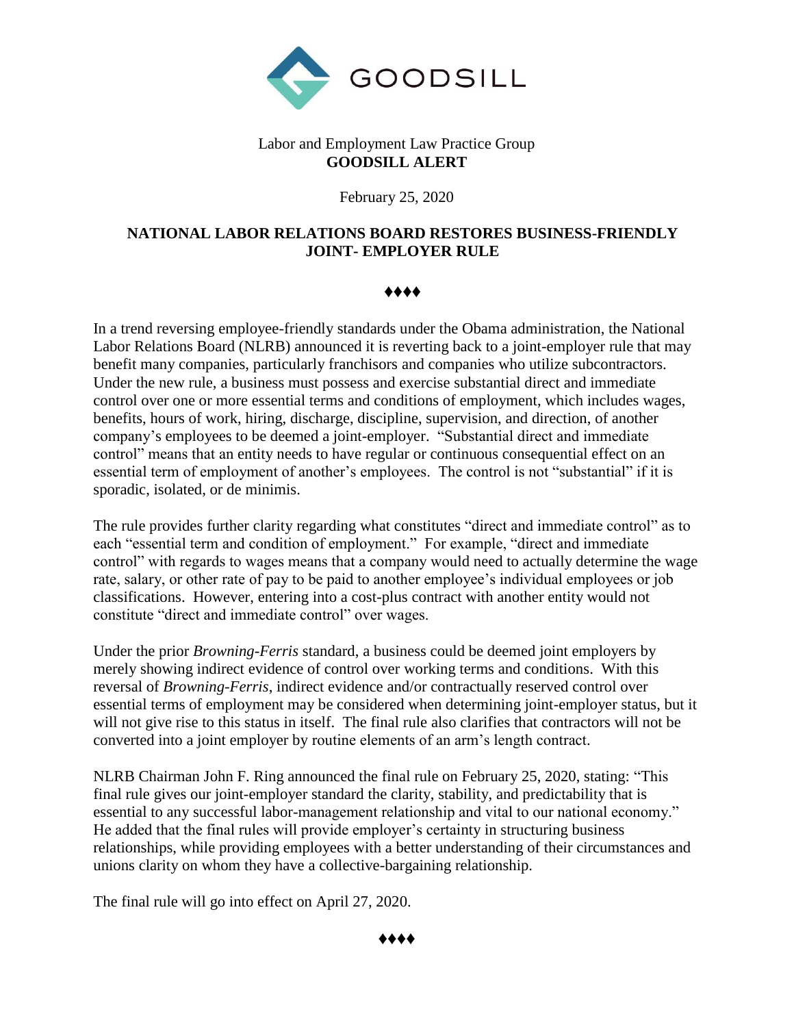GOODSILL

Labor and Employment Law Practice Group
**GOODSILL ALERT**

February 25, 2020

**NATIONAL LABOR RELATIONS BOARD RESTORES BUSINESS-FRIENDLY JOINT- EMPLOYER RULE**

♦♦♦♦

In a trend reversing employee-friendly standards under the Obama administration, the National Labor Relations Board (NLRB) announced it is reverting back to a joint-employer rule that may benefit many companies, particularly franchisors and companies who utilize subcontractors. Under the new rule, a business must possess and exercise substantial direct and immediate control over one or more essential terms and conditions of employment, which includes wages, benefits, hours of work, hiring, discharge, discipline, supervision, and direction, of another company's employees to be deemed a joint-employer. "Substantial direct and immediate control" means that an entity needs to have regular or continuous consequential effect on an essential term of employment of another's employees. The control is not "substantial" if it is sporadic, isolated, or de minimis.

The rule provides further clarity regarding what constitutes "direct and immediate control" as to each "essential term and condition of employment." For example, "direct and immediate control" with regards to wages means that a company would need to actually determine the wage rate, salary, or other rate of pay to be paid to another employee's individual employees or job classifications. However, entering into a cost-plus contract with another entity would not constitute "direct and immediate control" over wages.

Under the prior *Browning-Ferris* standard, a business could be deemed joint employers by merely showing indirect evidence of control over working terms and conditions. With this reversal of *Browning-Ferris*, indirect evidence and/or contractually reserved control over essential terms of employment may be considered when determining joint-employer status, but it will not give rise to this status in itself. The final rule also clarifies that contractors will not be converted into a joint employer by routine elements of an arm's length contract.

NLRB Chairman John F. Ring announced the final rule on February 25, 2020, stating: "This final rule gives our joint-employer standard the clarity, stability, and predictability that is essential to any successful labor-management relationship and vital to our national economy." He added that the final rules will provide employer's certainty in structuring business relationships, while providing employees with a better understanding of their circumstances and unions clarity on whom they have a collective-bargaining relationship.

The final rule will go into effect on April 27, 2020.

♦♦♦♦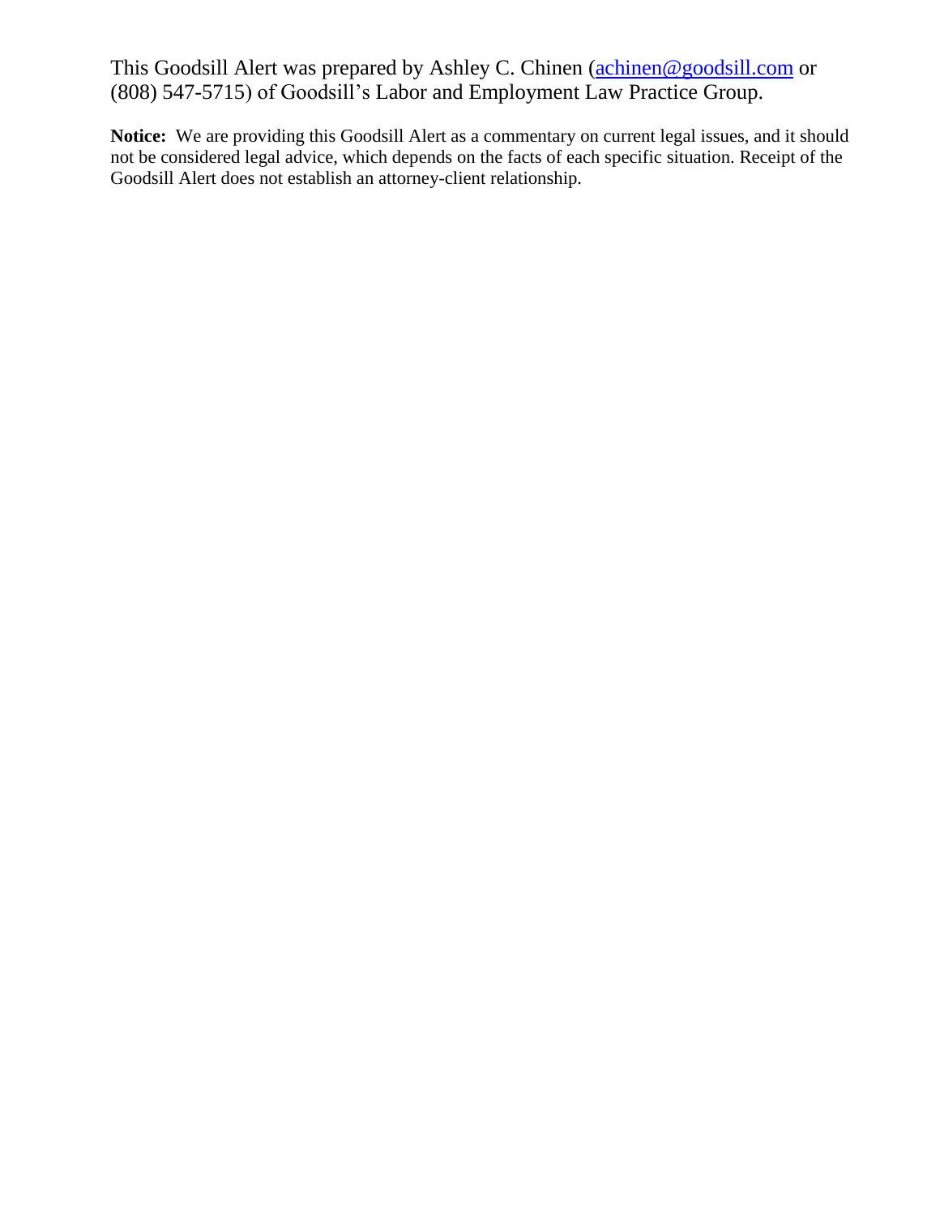This Goodsill Alert was prepared by Ashley C. Chinen (achinen@goodsill.com or (808) 547-5715) of Goodsill's Labor and Employment Law Practice Group.

**Notice:** We are providing this Goodsill Alert as a commentary on current legal issues, and it should not be considered legal advice, which depends on the facts of each specific situation. Receipt of the Goodsill Alert does not establish an attorney-client relationship.